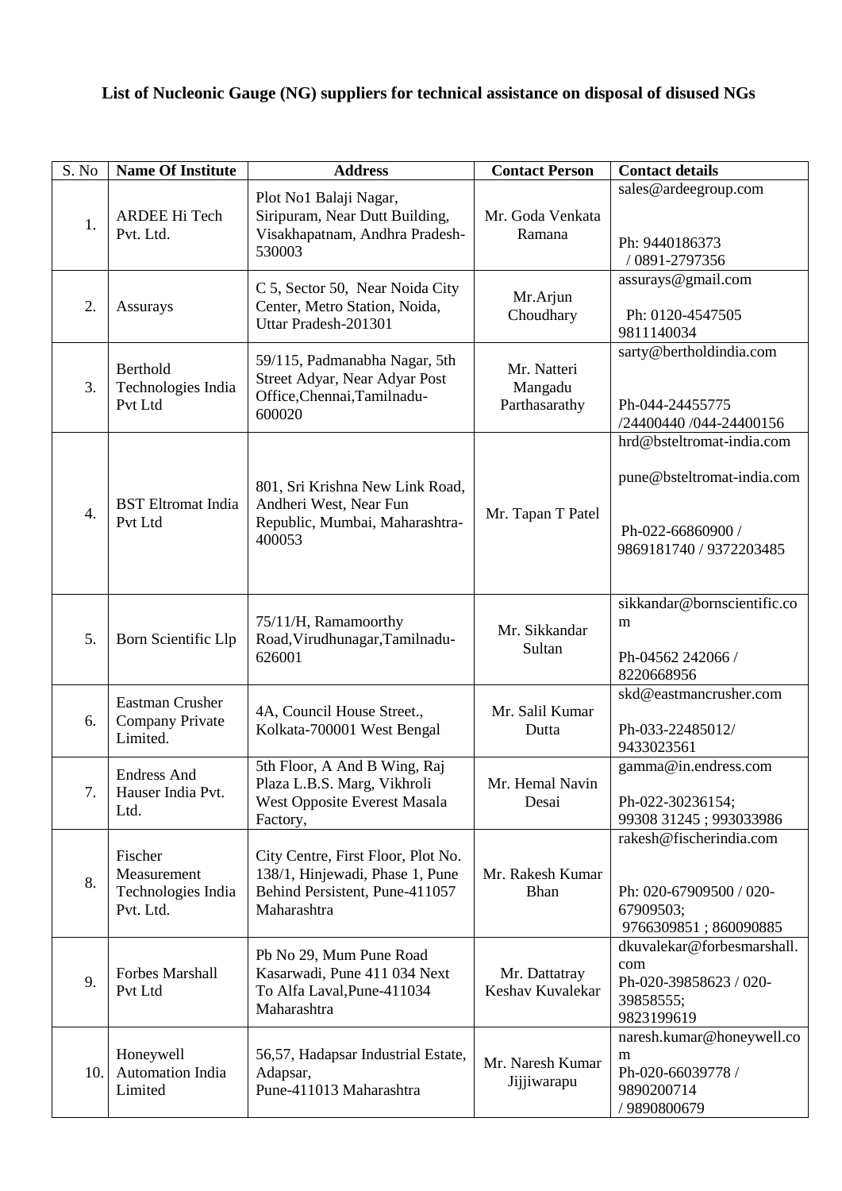**List of Nucleonic Gauge (NG) suppliers for technical assistance on disposal of disused NGs**

| S. No | Name Of Institute | Address | Contact Person | Contact details |
|---|---|---|---|---|
| 1. | ARDEE Hi Tech Pvt. Ltd. | Plot No1 Balaji Nagar, Siripuram, Near Dutt Building, Visakhapatnam, Andhra Pradesh-530003 | Mr. Goda Venkata Ramana | sales@ardeegroup.com Ph: 9440186373 / 0891-2797356 |
| 2. | Assurays | C 5, Sector 50, Near Noida City Center, Metro Station, Noida, Uttar Pradesh-201301 | Mr.Arjun Choudhary | assurays@gmail.com Ph: 0120-4547505 9811140034 |
| 3. | Berthold Technologies India Pvt Ltd | 59/115, Padmanabha Nagar, 5th Street Adyar, Near Adyar Post Office,Chennai,Tamilnadu-600020 | Mr. Natteri Mangadu Parthasarathy | sarty@bertholdindia.com Ph-044-24455775 /24400440 /044-24400156 |
| 4. | BST Eltromat India Pvt Ltd | 801, Sri Krishna New Link Road, Andheri West, Near Fun Republic, Mumbai, Maharashtra-400053 | Mr. Tapan T Patel | hrd@bsteltromat-india.com pune@bsteltromat-india.com Ph-022-66860900 / 9869181740 / 9372203485 |
| 5. | Born Scientific Llp | 75/11/H, Ramamoorthy Road,Virudhunagar,Tamilnadu-626001 | Mr. Sikkandar Sultan | sikkandar@bornscientific.com Ph-04562 242066 / 8220668956 |
| 6. | Eastman Crusher Company Private Limited. | 4A, Council House Street., Kolkata-700001 West Bengal | Mr. Salil Kumar Dutta | skd@eastmancrusher.com Ph-033-22485012/ 9433023561 |
| 7. | Endress And Hauser India Pvt. Ltd. | 5th Floor, A And B Wing, Raj Plaza L.B.S. Marg, Vikhroli West Opposite Everest Masala Factory, | Mr. Hemal Navin Desai | gamma@in.endress.com Ph-022-30236154; 99308 31245 ; 993033986 |
| 8. | Fischer Measurement Technologies India Pvt. Ltd. | City Centre, First Floor, Plot No. 138/1, Hinjewadi, Phase 1, Pune Behind Persistent, Pune-411057 Maharashtra | Mr. Rakesh Kumar Bhan | rakesh@fischerindia.com Ph: 020-67909500 / 020-67909503; 9766309851 ; 860090885 |
| 9. | Forbes Marshall Pvt Ltd | Pb No 29, Mum Pune Road Kasarwadi, Pune 411 034 Next To Alfa Laval,Pune-411034 Maharashtra | Mr. Dattatray Keshav Kuvalekar | dkuvalekar@forbesmarshall.com Ph-020-39858623 / 020-39858555; 9823199619 |
| 10. | Honeywell Automation India Limited | 56,57, Hadapsar Industrial Estate, Adapsar, Pune-411013 Maharashtra | Mr. Naresh Kumar Jijjiwarapu | naresh.kumar@honeywell.com Ph-020-66039778 / 9890200714 / 9890800679 |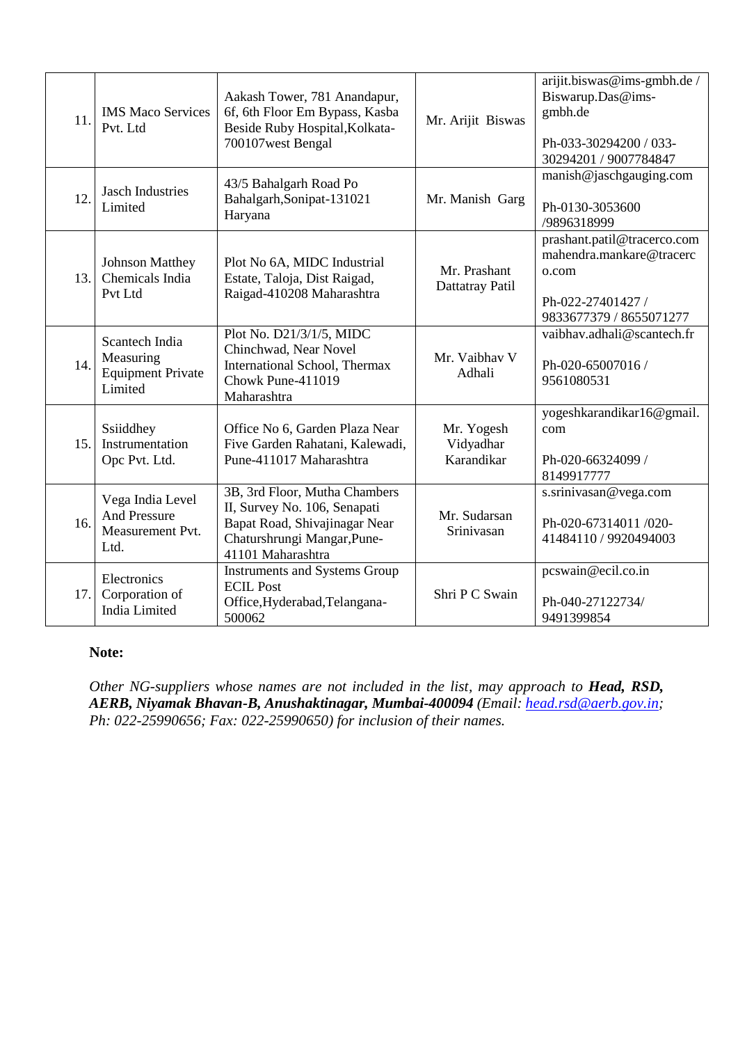| | | | | |
|---|---|---|---|---|
| 11. | IMS Maco Services Pvt. Ltd | Aakash Tower, 781 Anandapur, 6f, 6th Floor Em Bypass, Kasba Beside Ruby Hospital,Kolkata-700107west Bengal | Mr. Arijit Biswas | arijit.biswas@ims-gmbh.de / Biswarup.Das@ims-gmbh.de<br><br>Ph-033-30294200 / 033-30294201 / 9007784847 |
| 12. | Jasch Industries Limited | 43/5 Bahalgarh Road Po Bahalgarh,Sonipat-131021 Haryana | Mr. Manish Garg | manish@jaschgauging.com<br><br>Ph-0130-3053600 /9896318999 |
| 13. | Johnson Matthey Chemicals India Pvt Ltd | Plot No 6A, MIDC Industrial Estate, Taloja, Dist Raigad, Raigad-410208 Maharashtra | Mr. Prashant Dattatray Patil | prashant.patil@tracerco.com mahendra.mankare@tracerco.com<br><br>Ph-022-27401427 / 9833677379 / 8655071277 |
| 14. | Scantech India Measuring Equipment Private Limited | Plot No. D21/3/1/5, MIDC Chinchwad, Near Novel International School, Thermax Chowk Pune-411019 Maharashtra | Mr. Vaibhav V Adhali | vaibhav.adhali@scantech.fr<br><br>Ph-020-65007016 / 9561080531 |
| 15. | Ssiiddhey Instrumentation Opc Pvt. Ltd. | Office No 6, Garden Plaza Near Five Garden Rahatani, Kalewadi, Pune-411017 Maharashtra | Mr. Yogesh Vidyadhar Karandikar | yogeshkarandikar16@gmail.com<br><br>Ph-020-66324099 / 8149917777 |
| 16. | Vega India Level And Pressure Measurement Pvt. Ltd. | 3B, 3rd Floor, Mutha Chambers II, Survey No. 106, Senapati Bapat Road, Shivajinagar Near Chaturshrungi Mangar,Pune-41101 Maharashtra | Mr. Sudarsan Srinivasan | s.srinivasan@vega.com<br><br>Ph-020-67314011 /020-41484110 / 9920494003 |
| 17. | Electronics Corporation of India Limited | Instruments and Systems Group ECIL Post Office,Hyderabad,Telangana-500062 | Shri P C Swain | pcswain@ecil.co.in<br><br>Ph-040-27122734/ 9491399854 |

**Note:**

*Other NG-suppliers whose names are not included in the list, may approach to* ***Head, RSD, AERB, Niyamak Bhavan-B, Anushaktinagar, Mumbai-400094*** *(Email: head.rsd@aerb.gov.in; Ph: 022-25990656; Fax: 022-25990650) for inclusion of their names.*